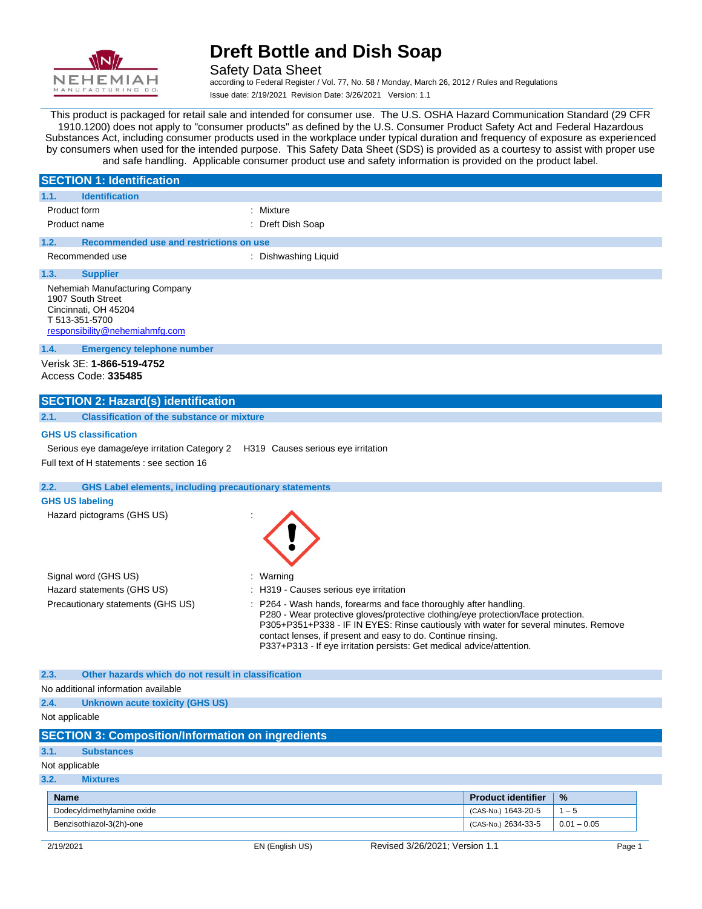# Dreft Bottle and Dish Soap

Safety Data Sheet

according to Federal Register / Vol. 77, No. 58 / Monday, March 26, 2012 / Rules and Regulations

Issue date: 2/19/2021 Revision Date: 3/26/2021 Version: 1.1

This product is packaged for retail sale and intended for consumer use. The U.S. OSHA Hazard Communication Standard (29 CFR 1910.1200) does not apply to "consumer products" as defined by the U.S. Consumer Product Safety Act and Federal Hazardous Substances Act, including consumer products used in the workplace under typical duration and frequency of exposure as experienced by consumers when used for the intended purpose. This Safety Data Sheet (SDS) is provided as a courtesy to assist with proper use and safe handling. Applicable consumer product use and safety information is provided on the product label.

## SECTION 1: Identification

### 1.1. Identification

Product form : Mixture

Product name : Dreft Dish Soap

### 1.2. Recommended use and restrictions on use

Recommended use : Dishwashing Liquid

### 1.3. Supplier

Nehemiah Manufacturing Company
1907 South Street
Cincinnati, OH 45204
T 513-351-5700
responsibility@nehemiahmfg.com

### 1.4. Emergency telephone number

Verisk 3E: **1-866-519-4752**
Access Code: **335485**

## SECTION 2: Hazard(s) identification

### 2.1. Classification of the substance or mixture

**GHS US classification**

Serious eye damage/eye irritation Category 2 H319 Causes serious eye irritation

Full text of H statements : see section 16

### 2.2. GHS Label elements, including precautionary statements

**GHS US labeling**

Hazard pictograms (GHS US) :

Signal word (GHS US) : Warning

Hazard statements (GHS US) : H319 - Causes serious eye irritation

Precautionary statements (GHS US) : P264 - Wash hands, forearms and face thoroughly after handling.
P280 - Wear protective gloves/protective clothing/eye protection/face protection.
P305+P351+P338 - IF IN EYES: Rinse cautiously with water for several minutes. Remove contact lenses, if present and easy to do. Continue rinsing.
P337+P313 - If eye irritation persists: Get medical advice/attention.

### 2.3. Other hazards which do not result in classification

No additional information available

### 2.4. Unknown acute toxicity (GHS US)

Not applicable

## SECTION 3: Composition/Information on ingredients

### 3.1. Substances

Not applicable

### 3.2. Mixtures

| Name | Product identifier | % |
|---|---|---|
| Dodecyldimethylamine oxide | (CAS-No.) 1643-20-5 | 1 – 5 |
| Benzisothiazol-3(2h)-one | (CAS-No.) 2634-33-5 | 0.01 – 0.05 |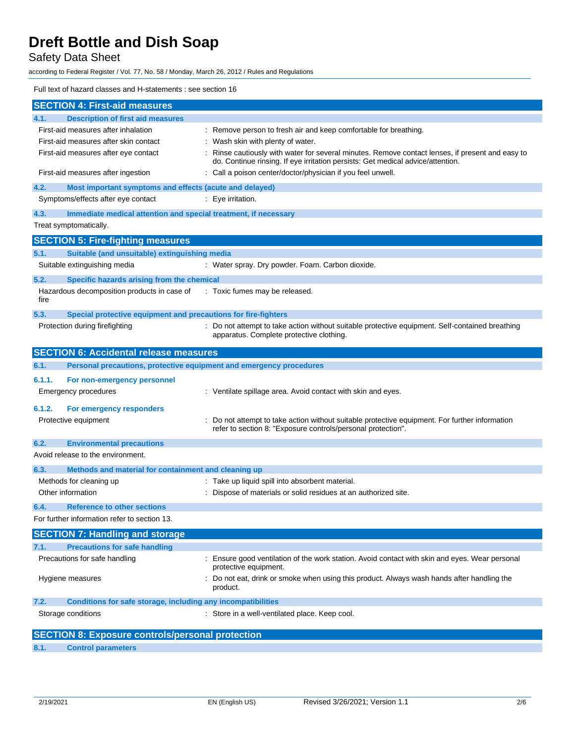Full text of hazard classes and H-statements : see section 16

## SECTION 4: First-aid measures

### 4.1. Description of first aid measures

| | |
|---|---|
| First-aid measures after inhalation | : Remove person to fresh air and keep comfortable for breathing. |
| First-aid measures after skin contact | : Wash skin with plenty of water. |
| First-aid measures after eye contact | : Rinse cautiously with water for several minutes. Remove contact lenses, if present and easy to do. Continue rinsing. If eye irritation persists: Get medical advice/attention. |
| First-aid measures after ingestion | : Call a poison center/doctor/physician if you feel unwell. |

### 4.2. Most important symptoms and effects (acute and delayed)

| | |
|---|---|
| Symptoms/effects after eye contact | : Eye irritation. |

### 4.3. Immediate medical attention and special treatment, if necessary

Treat symptomatically.

## SECTION 5: Fire-fighting measures

### 5.1. Suitable (and unsuitable) extinguishing media

| | |
|---|---|
| Suitable extinguishing media | : Water spray. Dry powder. Foam. Carbon dioxide. |

### 5.2. Specific hazards arising from the chemical

| | |
|---|---|
| Hazardous decomposition products in case of fire | : Toxic fumes may be released. |

### 5.3. Special protective equipment and precautions for fire-fighters

| | |
|---|---|
| Protection during firefighting | : Do not attempt to take action without suitable protective equipment. Self-contained breathing apparatus. Complete protective clothing. |

## SECTION 6: Accidental release measures

### 6.1. Personal precautions, protective equipment and emergency procedures

#### 6.1.1. For non-emergency personnel

| | |
|---|---|
| Emergency procedures | : Ventilate spillage area. Avoid contact with skin and eyes. |

#### 6.1.2. For emergency responders

| | |
|---|---|
| Protective equipment | : Do not attempt to take action without suitable protective equipment. For further information refer to section 8: "Exposure controls/personal protection". |

### 6.2. Environmental precautions

Avoid release to the environment.

### 6.3. Methods and material for containment and cleaning up

| | |
|---|---|
| Methods for cleaning up | : Take up liquid spill into absorbent material. |
| Other information | : Dispose of materials or solid residues at an authorized site. |

### 6.4. Reference to other sections

For further information refer to section 13.

## SECTION 7: Handling and storage

### 7.1. Precautions for safe handling

| | |
|---|---|
| Precautions for safe handling | : Ensure good ventilation of the work station. Avoid contact with skin and eyes. Wear personal protective equipment. |
| Hygiene measures | : Do not eat, drink or smoke when using this product. Always wash hands after handling the product. |

### 7.2. Conditions for safe storage, including any incompatibilities

| | |
|---|---|
| Storage conditions | : Store in a well-ventilated place. Keep cool. |

## SECTION 8: Exposure controls/personal protection

### 8.1. Control parameters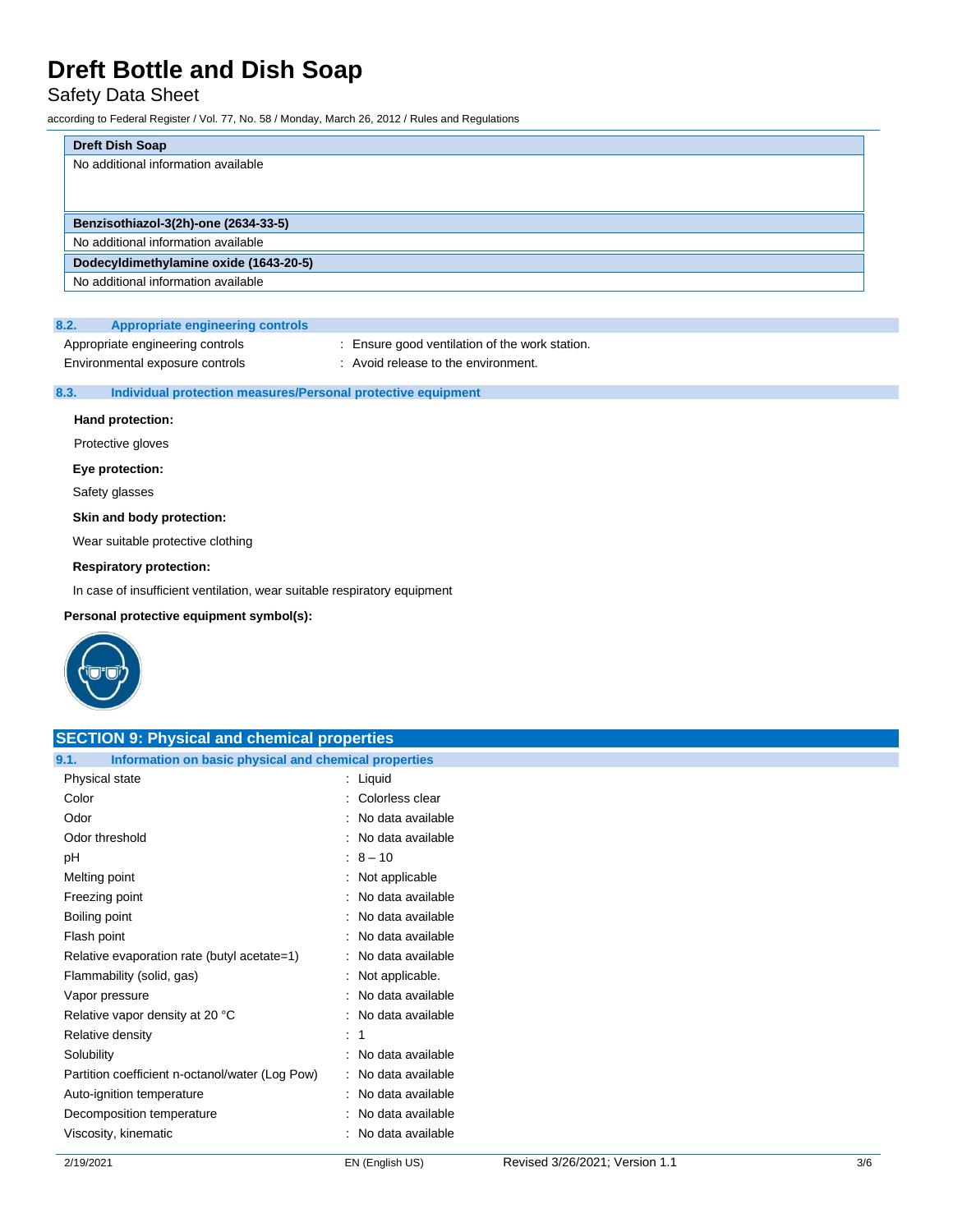| Dreft Dish Soap |
| --- |
| No additional information available |

| Benzisothiazol-3(2h)-one (2634-33-5) |
| --- |
| No additional information available |

| Dodecyldimethylamine oxide (1643-20-5) |
| --- |
| No additional information available |

### 8.2. Appropriate engineering controls

Appropriate engineering controls : Ensure good ventilation of the work station.

Environmental exposure controls : Avoid release to the environment.

### 8.3. Individual protection measures/Personal protective equipment

**Hand protection:**

Protective gloves

**Eye protection:**

Safety glasses

**Skin and body protection:**

Wear suitable protective clothing

**Respiratory protection:**

In case of insufficient ventilation, wear suitable respiratory equipment

**Personal protective equipment symbol(s):**

## SECTION 9: Physical and chemical properties

### 9.1. Information on basic physical and chemical properties

| Property | Value |
| --- | --- |
| Physical state | Liquid |
| Color | Colorless clear |
| Odor | No data available |
| Odor threshold | No data available |
| pH | 8 – 10 |
| Melting point | Not applicable |
| Freezing point | No data available |
| Boiling point | No data available |
| Flash point | No data available |
| Relative evaporation rate (butyl acetate=1) | No data available |
| Flammability (solid, gas) | Not applicable. |
| Vapor pressure | No data available |
| Relative vapor density at 20 °C | No data available |
| Relative density | 1 |
| Solubility | No data available |
| Partition coefficient n-octanol/water (Log Pow) | No data available |
| Auto-ignition temperature | No data available |
| Decomposition temperature | No data available |
| Viscosity, kinematic | No data available |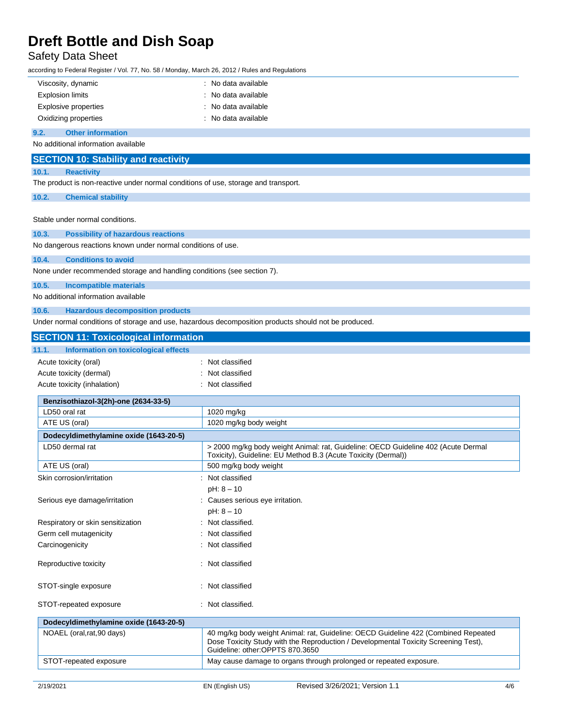| | |
|---|---|
| Viscosity, dynamic | : No data available |
| Explosion limits | : No data available |
| Explosive properties | : No data available |
| Oxidizing properties | : No data available |

### 9.2. Other information

No additional information available

## SECTION 10: Stability and reactivity

### 10.1. Reactivity

The product is non-reactive under normal conditions of use, storage and transport.

### 10.2. Chemical stability

Stable under normal conditions.

### 10.3. Possibility of hazardous reactions

No dangerous reactions known under normal conditions of use.

### 10.4. Conditions to avoid

None under recommended storage and handling conditions (see section 7).

### 10.5. Incompatible materials

No additional information available

### 10.6. Hazardous decomposition products

Under normal conditions of storage and use, hazardous decomposition products should not be produced.

## SECTION 11: Toxicological information

### 11.1. Information on toxicological effects

| | |
|---|---|
| Acute toxicity (oral) | : Not classified |
| Acute toxicity (dermal) | : Not classified |
| Acute toxicity (inhalation) | : Not classified |

| Benzisothiazol-3(2h)-one (2634-33-5) | |
|---|---|
| LD50 oral rat | 1020 mg/kg |
| ATE US (oral) | 1020 mg/kg body weight |

| Dodecyldimethylamine oxide (1643-20-5) | |
|---|---|
| LD50 dermal rat | > 2000 mg/kg body weight Animal: rat, Guideline: OECD Guideline 402 (Acute Dermal Toxicity), Guideline: EU Method B.3 (Acute Toxicity (Dermal)) |
| ATE US (oral) | 500 mg/kg body weight |

| | |
|---|---|
| Skin corrosion/irritation | : Not classified<br>pH: 8 – 10 |
| Serious eye damage/irritation | : Causes serious eye irritation.<br>pH: 8 – 10 |
| Respiratory or skin sensitization | : Not classified. |
| Germ cell mutagenicity | : Not classified |
| Carcinogenicity | : Not classified |
| Reproductive toxicity | : Not classified |
| STOT-single exposure | : Not classified |
| STOT-repeated exposure | : Not classified. |

| Dodecyldimethylamine oxide (1643-20-5) | |
|---|---|
| NOAEL (oral,rat,90 days) | 40 mg/kg body weight Animal: rat, Guideline: OECD Guideline 422 (Combined Repeated Dose Toxicity Study with the Reproduction / Developmental Toxicity Screening Test), Guideline: other:OPPTS 870.3650 |
| STOT-repeated exposure | May cause damage to organs through prolonged or repeated exposure. |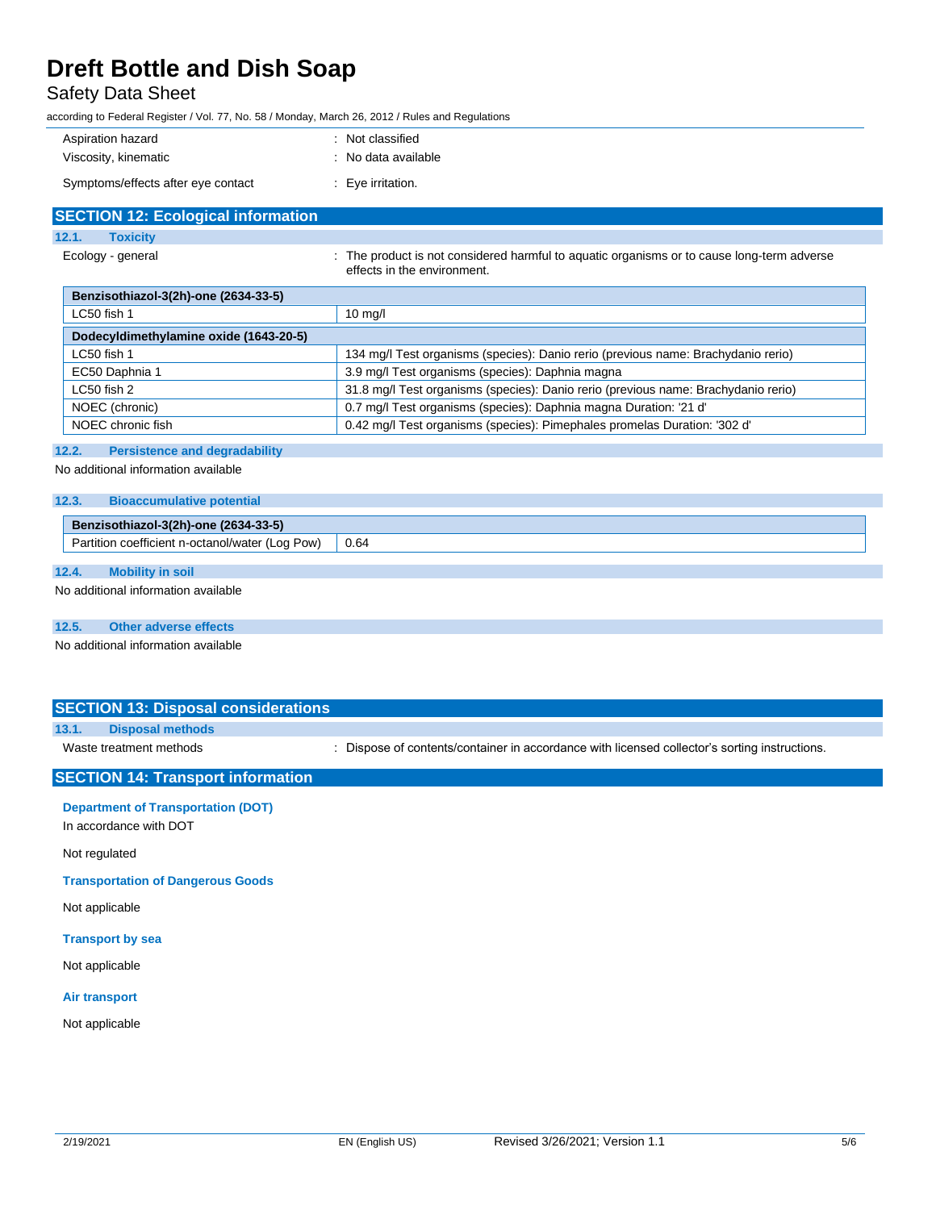| | |
|---|---|
| Aspiration hazard | : Not classified |
| Viscosity, kinematic | : No data available |
| Symptoms/effects after eye contact | : Eye irritation. |

## SECTION 12: Ecological information

### 12.1. Toxicity

Ecology - general : The product is not considered harmful to aquatic organisms or to cause long-term adverse effects in the environment.

| Benzisothiazol-3(2h)-one (2634-33-5) | |
|---|---|
| LC50 fish 1 | 10 mg/l |
| **Dodecyldimethylamine oxide (1643-20-5)** | |
| LC50 fish 1 | 134 mg/l Test organisms (species): Danio rerio (previous name: Brachydanio rerio) |
| EC50 Daphnia 1 | 3.9 mg/l Test organisms (species): Daphnia magna |
| LC50 fish 2 | 31.8 mg/l Test organisms (species): Danio rerio (previous name: Brachydanio rerio) |
| NOEC (chronic) | 0.7 mg/l Test organisms (species): Daphnia magna Duration: '21 d' |
| NOEC chronic fish | 0.42 mg/l Test organisms (species): Pimephales promelas Duration: '302 d' |

### 12.2. Persistence and degradability

No additional information available

### 12.3. Bioaccumulative potential

| Benzisothiazol-3(2h)-one (2634-33-5) | |
|---|---|
| Partition coefficient n-octanol/water (Log Pow) | 0.64 |

### 12.4. Mobility in soil

No additional information available

### 12.5. Other adverse effects

No additional information available

## SECTION 13: Disposal considerations

### 13.1. Disposal methods

Waste treatment methods : Dispose of contents/container in accordance with licensed collector's sorting instructions.

## SECTION 14: Transport information

**Department of Transportation (DOT)**

In accordance with DOT

Not regulated

**Transportation of Dangerous Goods**

Not applicable

**Transport by sea**

Not applicable

**Air transport**

Not applicable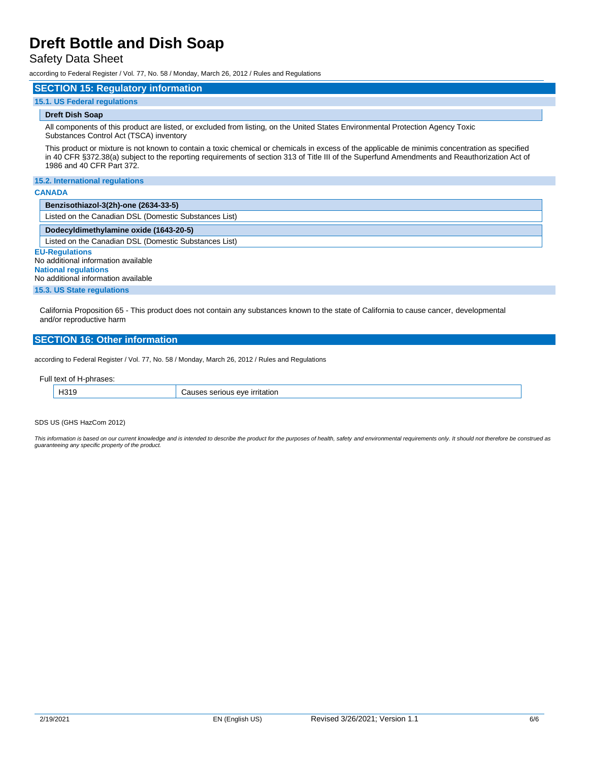## SECTION 15: Regulatory information

### 15.1. US Federal regulations

**Dreft Dish Soap**

All components of this product are listed, or excluded from listing, on the United States Environmental Protection Agency Toxic Substances Control Act (TSCA) inventory

This product or mixture is not known to contain a toxic chemical or chemicals in excess of the applicable de minimis concentration as specified in 40 CFR §372.38(a) subject to the reporting requirements of section 313 of Title III of the Superfund Amendments and Reauthorization Act of 1986 and 40 CFR Part 372.

### 15.2. International regulations

**CANADA**

| | |
|---|---|
| **Benzisothiazol-3(2h)-one (2634-33-5)** | |
| Listed on the Canadian DSL (Domestic Substances List) | |
| **Dodecyldimethylamine oxide (1643-20-5)** | |
| Listed on the Canadian DSL (Domestic Substances List) | |

**EU-Regulations**

No additional information available

**National regulations**

No additional information available

### 15.3. US State regulations

California Proposition 65 - This product does not contain any substances known to the state of California to cause cancer, developmental and/or reproductive harm

## SECTION 16: Other information

according to Federal Register / Vol. 77, No. 58 / Monday, March 26, 2012 / Rules and Regulations

Full text of H-phrases:

| | |
|---|---|
| H319 | Causes serious eye irritation |

SDS US (GHS HazCom 2012)

*This information is based on our current knowledge and is intended to describe the product for the purposes of health, safety and environmental requirements only. It should not therefore be construed as guaranteeing any specific property of the product.*